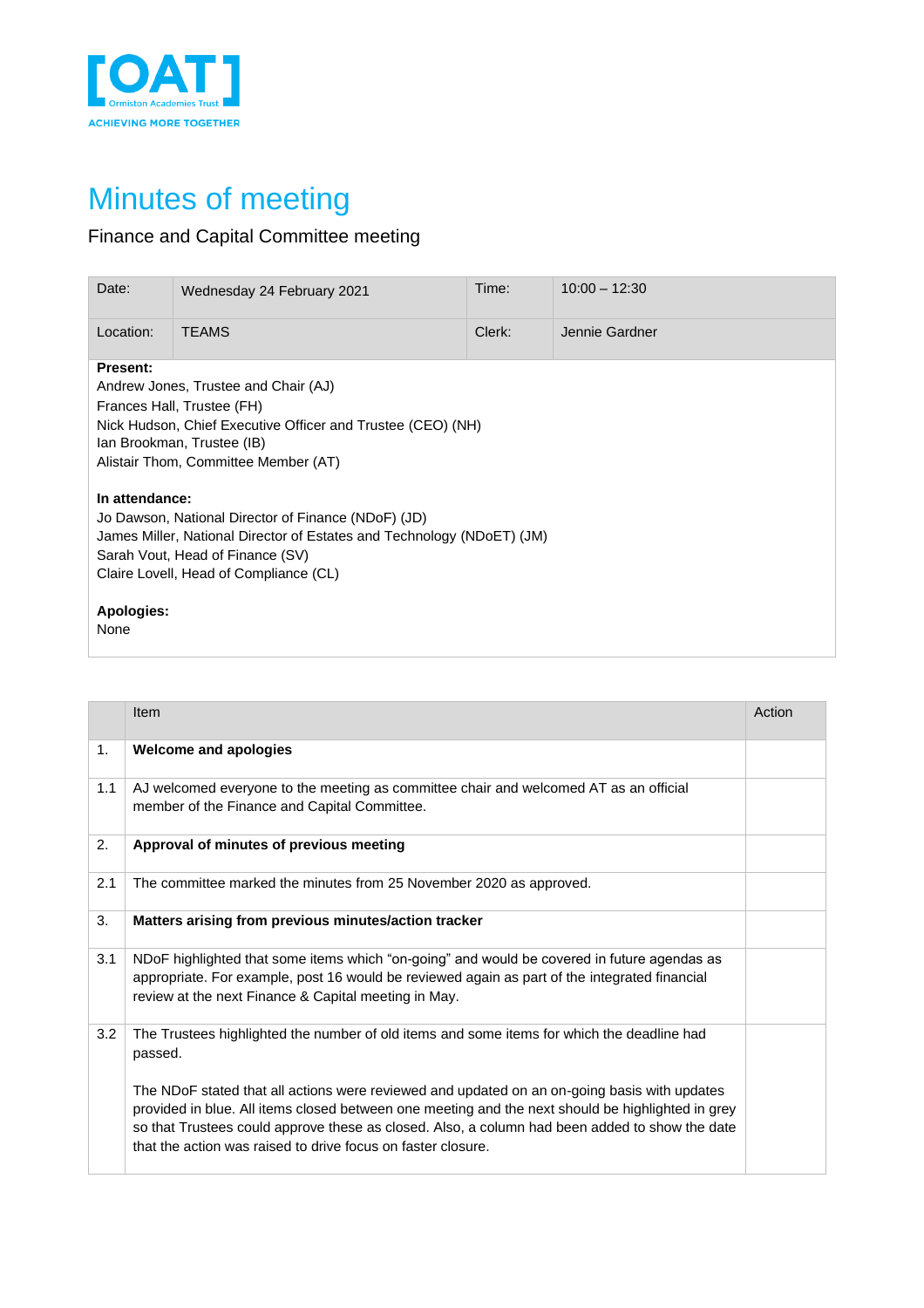[OAT]
Ormiston Academies Trust
ACHIEVING MORE TOGETHER

# Minutes of meeting

Finance and Capital Committee meeting

| Date: | Wednesday 24 February 2021 | Time: | 10:00 – 12:30 |
|---|---|---|---|
| Location: | TEAMS | Clerk: | Jennie Gardner |

**Present:**
Andrew Jones, Trustee and Chair (AJ)
Frances Hall, Trustee (FH)
Nick Hudson, Chief Executive Officer and Trustee (CEO) (NH)
Ian Brookman, Trustee (IB)
Alistair Thom, Committee Member (AT)

**In attendance:**
Jo Dawson, National Director of Finance (NDoF) (JD)
James Miller, National Director of Estates and Technology (NDoET) (JM)
Sarah Vout, Head of Finance (SV)
Claire Lovell, Head of Compliance (CL)

**Apologies:**
None

| | Item | Action |
|---|---|---|
| 1. | **Welcome and apologies** | |
| 1.1 | AJ welcomed everyone to the meeting as committee chair and welcomed AT as an official member of the Finance and Capital Committee. | |
| 2. | **Approval of minutes of previous meeting** | |
| 2.1 | The committee marked the minutes from 25 November 2020 as approved. | |
| 3. | **Matters arising from previous minutes/action tracker** | |
| 3.1 | NDoF highlighted that some items which "on-going" and would be covered in future agendas as appropriate. For example, post 16 would be reviewed again as part of the integrated financial review at the next Finance & Capital meeting in May. | |
| 3.2 | The Trustees highlighted the number of old items and some items for which the deadline had passed.<br><br>The NDoF stated that all actions were reviewed and updated on an on-going basis with updates provided in blue. All items closed between one meeting and the next should be highlighted in grey so that Trustees could approve these as closed. Also, a column had been added to show the date that the action was raised to drive focus on faster closure. | |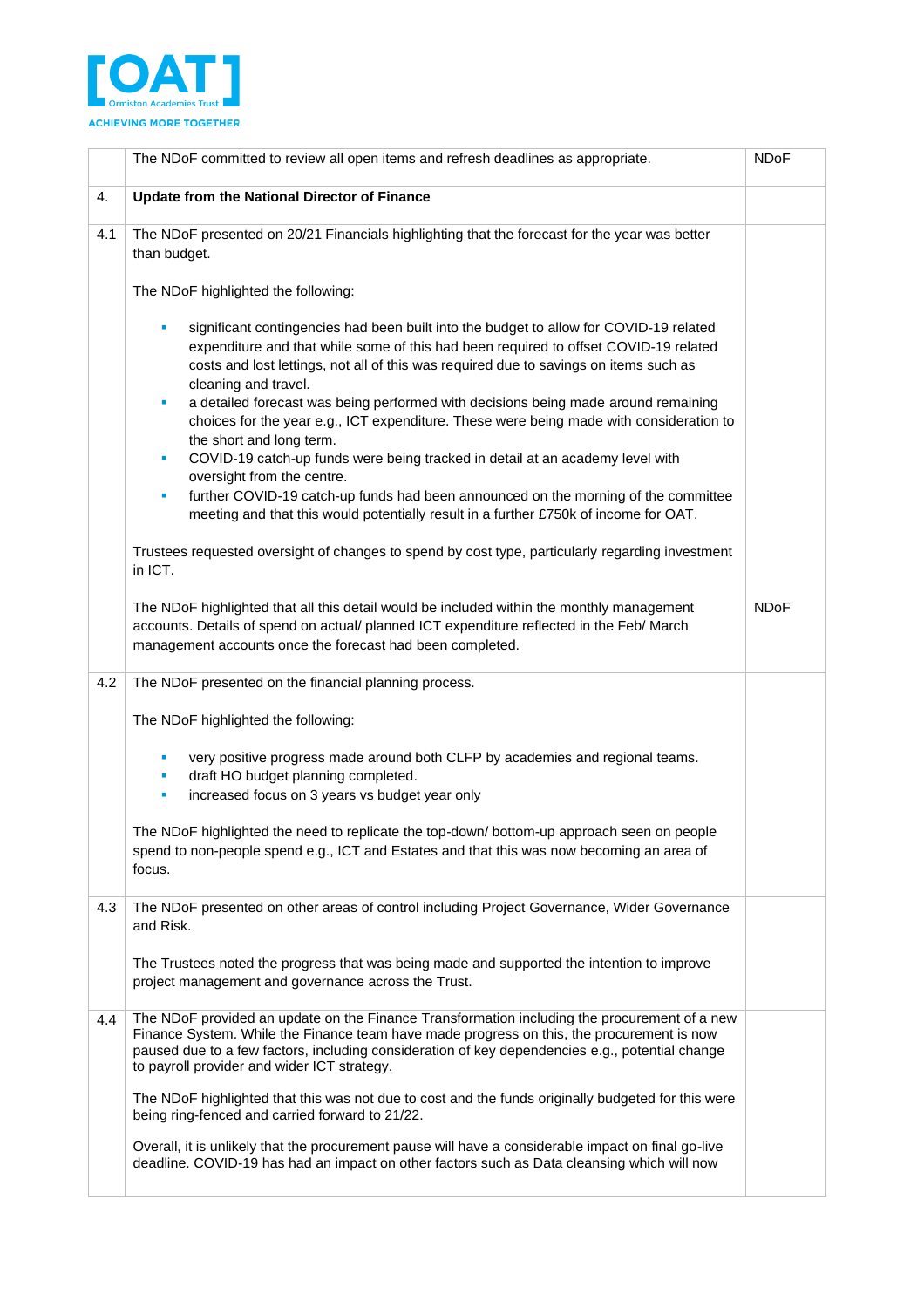| | | |
|---|---|---|
| | The NDoF committed to review all open items and refresh deadlines as appropriate. | NDoF |
| 4. | **Update from the National Director of Finance** | |
| 4.1 | The NDoF presented on 20/21 Financials highlighting that the forecast for the year was better than budget.<br><br>The NDoF highlighted the following:<br><br>▪ significant contingencies had been built into the budget to allow for COVID-19 related expenditure and that while some of this had been required to offset COVID-19 related costs and lost lettings, not all of this was required due to savings on items such as cleaning and travel.<br>▪ a detailed forecast was being performed with decisions being made around remaining choices for the year e.g., ICT expenditure. These were being made with consideration to the short and long term.<br>▪ COVID-19 catch-up funds were being tracked in detail at an academy level with oversight from the centre.<br>▪ further COVID-19 catch-up funds had been announced on the morning of the committee meeting and that this would potentially result in a further £750k of income for OAT.<br><br>Trustees requested oversight of changes to spend by cost type, particularly regarding investment in ICT.<br><br>The NDoF highlighted that all this detail would be included within the monthly management accounts. Details of spend on actual/ planned ICT expenditure reflected in the Feb/ March management accounts once the forecast had been completed. | NDoF |
| 4.2 | The NDoF presented on the financial planning process.<br><br>The NDoF highlighted the following:<br><br>▪ very positive progress made around both CLFP by academies and regional teams.<br>▪ draft HO budget planning completed.<br>▪ increased focus on 3 years vs budget year only<br><br>The NDoF highlighted the need to replicate the top-down/ bottom-up approach seen on people spend to non-people spend e.g., ICT and Estates and that this was now becoming an area of focus. | |
| 4.3 | The NDoF presented on other areas of control including Project Governance, Wider Governance and Risk.<br><br>The Trustees noted the progress that was being made and supported the intention to improve project management and governance across the Trust. | |
| 4.4 | The NDoF provided an update on the Finance Transformation including the procurement of a new Finance System. While the Finance team have made progress on this, the procurement is now paused due to a few factors, including consideration of key dependencies e.g., potential change to payroll provider and wider ICT strategy.<br><br>The NDoF highlighted that this was not due to cost and the funds originally budgeted for this were being ring-fenced and carried forward to 21/22.<br><br>Overall, it is unlikely that the procurement pause will have a considerable impact on final go-live deadline. COVID-19 has had an impact on other factors such as Data cleansing which will now | |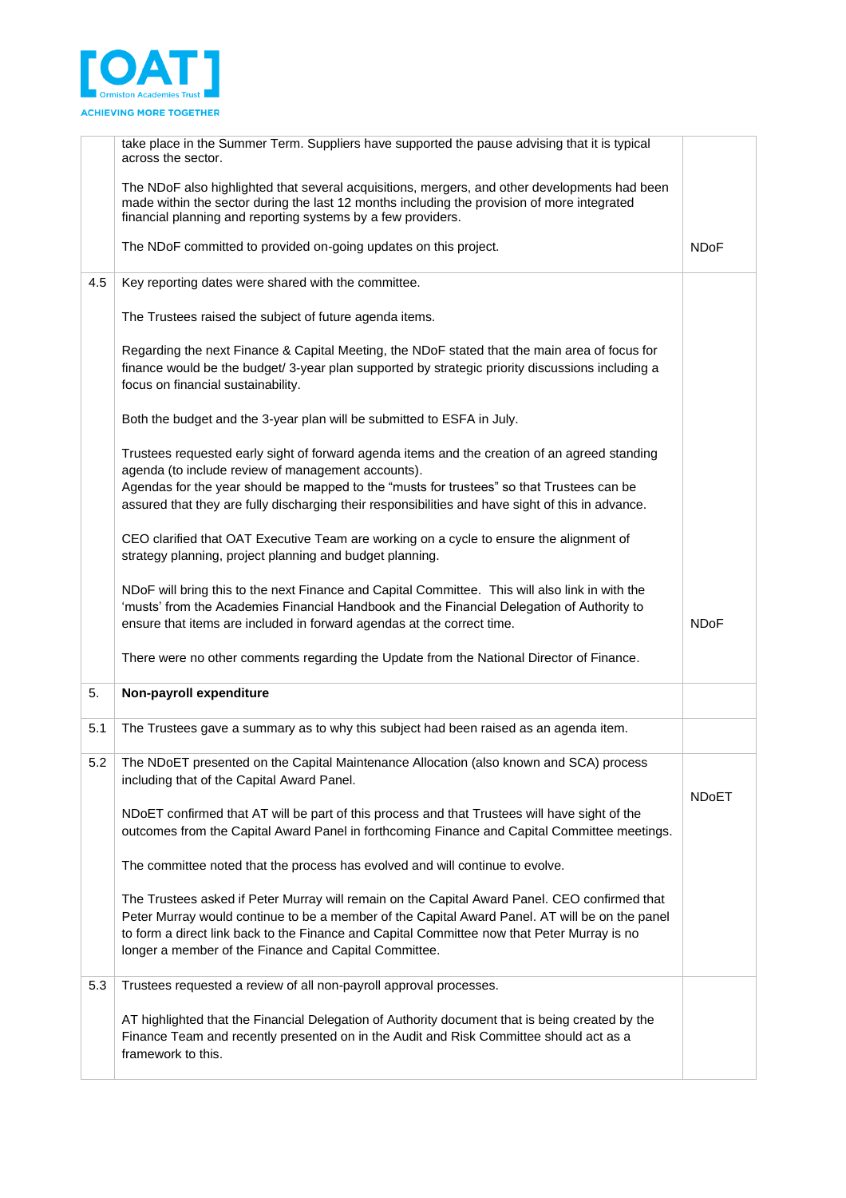| | | |
|---|---|---|
| | take place in the Summer Term. Suppliers have supported the pause advising that it is typical across the sector.<br><br>The NDoF also highlighted that several acquisitions, mergers, and other developments had been made within the sector during the last 12 months including the provision of more integrated financial planning and reporting systems by a few providers.<br><br>The NDoF committed to provided on-going updates on this project. | NDoF |
| 4.5 | Key reporting dates were shared with the committee.<br><br>The Trustees raised the subject of future agenda items.<br><br>Regarding the next Finance & Capital Meeting, the NDoF stated that the main area of focus for finance would be the budget/ 3-year plan supported by strategic priority discussions including a focus on financial sustainability.<br><br>Both the budget and the 3-year plan will be submitted to ESFA in July.<br><br>Trustees requested early sight of forward agenda items and the creation of an agreed standing agenda (to include review of management accounts).<br>Agendas for the year should be mapped to the "musts for trustees" so that Trustees can be assured that they are fully discharging their responsibilities and have sight of this in advance.<br><br>CEO clarified that OAT Executive Team are working on a cycle to ensure the alignment of strategy planning, project planning and budget planning.<br><br>NDoF will bring this to the next Finance and Capital Committee. This will also link in with the 'musts' from the Academies Financial Handbook and the Financial Delegation of Authority to ensure that items are included in forward agendas at the correct time.<br><br>There were no other comments regarding the Update from the National Director of Finance. | NDoF |
| 5. | **Non-payroll expenditure** | |
| 5.1 | The Trustees gave a summary as to why this subject had been raised as an agenda item. | |
| 5.2 | The NDoET presented on the Capital Maintenance Allocation (also known and SCA) process including that of the Capital Award Panel.<br><br>NDoET confirmed that AT will be part of this process and that Trustees will have sight of the outcomes from the Capital Award Panel in forthcoming Finance and Capital Committee meetings.<br><br>The committee noted that the process has evolved and will continue to evolve.<br><br>The Trustees asked if Peter Murray will remain on the Capital Award Panel. CEO confirmed that Peter Murray would continue to be a member of the Capital Award Panel. AT will be on the panel to form a direct link back to the Finance and Capital Committee now that Peter Murray is no longer a member of the Finance and Capital Committee. | NDoET |
| 5.3 | Trustees requested a review of all non-payroll approval processes.<br><br>AT highlighted that the Financial Delegation of Authority document that is being created by the Finance Team and recently presented on in the Audit and Risk Committee should act as a framework to this. | |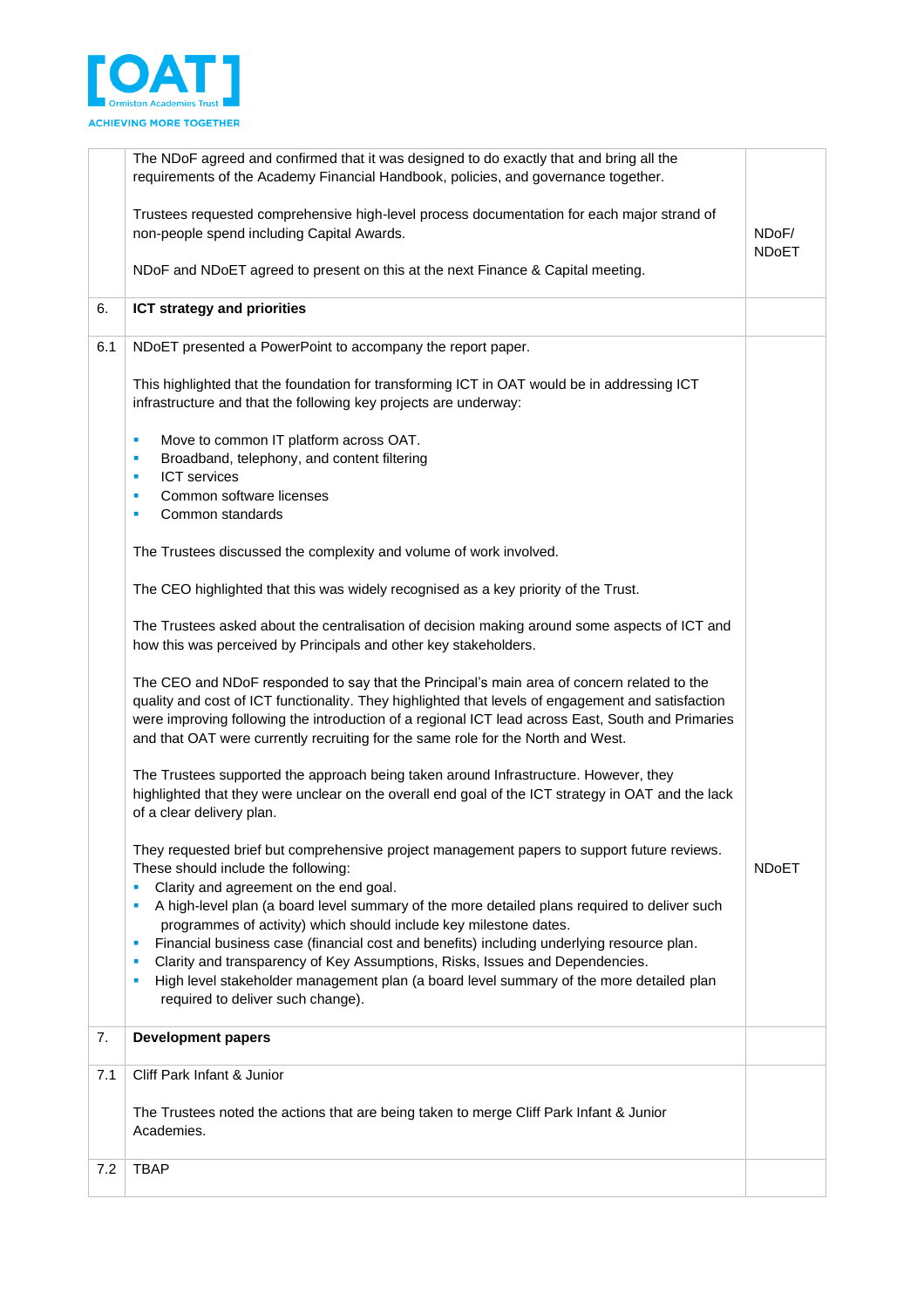| | | |
|---|---|---|
| | The NDoF agreed and confirmed that it was designed to do exactly that and bring all the requirements of the Academy Financial Handbook, policies, and governance together.<br><br>Trustees requested comprehensive high-level process documentation for each major strand of non-people spend including Capital Awards.<br><br>NDoF and NDoET agreed to present on this at the next Finance & Capital meeting. | NDoF/ NDoET |
| 6. | **ICT strategy and priorities** | |
| 6.1 | NDoET presented a PowerPoint to accompany the report paper.<br><br>This highlighted that the foundation for transforming ICT in OAT would be in addressing ICT infrastructure and that the following key projects are underway:<br><br>- Move to common IT platform across OAT.<br>- Broadband, telephony, and content filtering<br>- ICT services<br>- Common software licenses<br>- Common standards<br><br>The Trustees discussed the complexity and volume of work involved.<br><br>The CEO highlighted that this was widely recognised as a key priority of the Trust.<br><br>The Trustees asked about the centralisation of decision making around some aspects of ICT and how this was perceived by Principals and other key stakeholders.<br><br>The CEO and NDoF responded to say that the Principal's main area of concern related to the quality and cost of ICT functionality. They highlighted that levels of engagement and satisfaction were improving following the introduction of a regional ICT lead across East, South and Primaries and that OAT were currently recruiting for the same role for the North and West.<br><br>The Trustees supported the approach being taken around Infrastructure. However, they highlighted that they were unclear on the overall end goal of the ICT strategy in OAT and the lack of a clear delivery plan.<br><br>They requested brief but comprehensive project management papers to support future reviews. These should include the following:<br>- Clarity and agreement on the end goal.<br>- A high-level plan (a board level summary of the more detailed plans required to deliver such programmes of activity) which should include key milestone dates.<br>- Financial business case (financial cost and benefits) including underlying resource plan.<br>- Clarity and transparency of Key Assumptions, Risks, Issues and Dependencies.<br>- High level stakeholder management plan (a board level summary of the more detailed plan required to deliver such change). | NDoET |
| 7. | **Development papers** | |
| 7.1 | Cliff Park Infant & Junior<br><br>The Trustees noted the actions that are being taken to merge Cliff Park Infant & Junior Academies. | |
| 7.2 | TBAP | |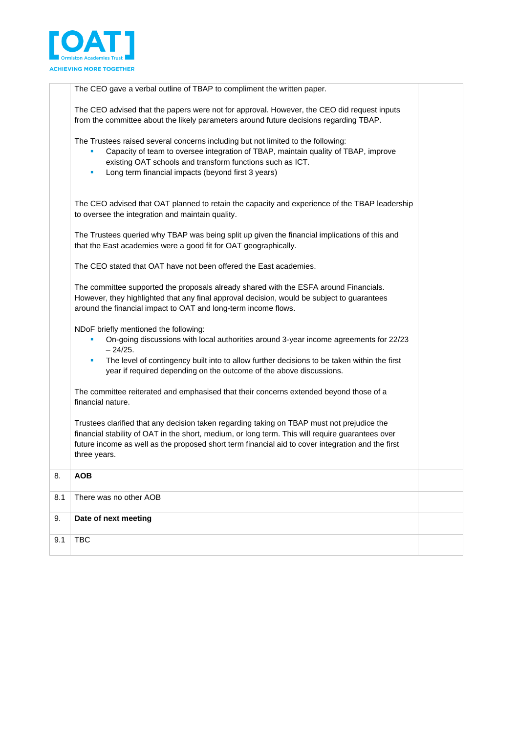| | | |
|---|---|---|
| | The CEO gave a verbal outline of TBAP to compliment the written paper.<br><br>The CEO advised that the papers were not for approval. However, the CEO did request inputs from the committee about the likely parameters around future decisions regarding TBAP.<br><br>The Trustees raised several concerns including but not limited to the following:<br>▪ Capacity of team to oversee integration of TBAP, maintain quality of TBAP, improve existing OAT schools and transform functions such as ICT.<br>▪ Long term financial impacts (beyond first 3 years)<br><br>The CEO advised that OAT planned to retain the capacity and experience of the TBAP leadership to oversee the integration and maintain quality.<br><br>The Trustees queried why TBAP was being split up given the financial implications of this and that the East academies were a good fit for OAT geographically.<br><br>The CEO stated that OAT have not been offered the East academies.<br><br>The committee supported the proposals already shared with the ESFA around Financials. However, they highlighted that any final approval decision, would be subject to guarantees around the financial impact to OAT and long-term income flows.<br><br>NDoF briefly mentioned the following:<br>▪ On-going discussions with local authorities around 3-year income agreements for 22/23 – 24/25.<br>▪ The level of contingency built into to allow further decisions to be taken within the first year if required depending on the outcome of the above discussions.<br><br>The committee reiterated and emphasised that their concerns extended beyond those of a financial nature.<br><br>Trustees clarified that any decision taken regarding taking on TBAP must not prejudice the financial stability of OAT in the short, medium, or long term. This will require guarantees over future income as well as the proposed short term financial aid to cover integration and the first three years. | |
| 8. | **AOB** | |
| 8.1 | There was no other AOB | |
| 9. | **Date of next meeting** | |
| 9.1 | TBC | |